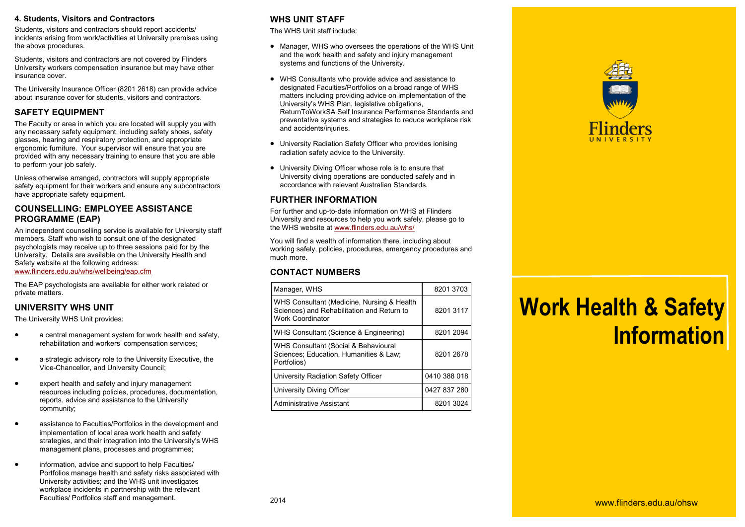## 4. Students, Visitors and Contractors

Students, visitors and contractors should report accidents/ incidents arising from work/activities at University premises using the above procedures.

Students, visitors and contractors are not covered by Flinders University workers compensation insurance but may have other insurance cover.

The University Insurance Officer (8201 2618) can provide advice about insurance cover for students, visitors and contractors.

## SAFETY EQUIPMENT

The Faculty or area in which you are located will supply you with any necessary safety equipment, including safety shoes, safety glasses, hearing and respiratory protection, and appropriate ergonomic furniture. Your supervisor will ensure that you are provided with any necessary training to ensure that you are able to perform your job safely.

Unless otherwise arranged, contractors will supply appropriate safety equipment for their workers and ensure any subcontractors have appropriate safety equipment.

## COUNSELLING: EMPLOYEE ASSISTANCE PROGRAMME (EAP)

An independent counselling service is available for University staff members. Staff who wish to consult one of the designated psychologists may receive up to three sessions paid for by the University. Details are available on the University Health and Safety website at the following address:
www.flinders.edu.au/whs/wellbeing/eap.cfm

The EAP psychologists are available for either work related or private matters.

## UNIVERSITY WHS UNIT

The University WHS Unit provides:

- a central management system for work health and safety, rehabilitation and workers' compensation services;
- a strategic advisory role to the University Executive, the Vice-Chancellor, and University Council;
- expert health and safety and injury management resources including policies, procedures, documentation, reports, advice and assistance to the University community;
- assistance to Faculties/Portfolios in the development and implementation of local area work health and safety strategies, and their integration into the University's WHS management plans, processes and programmes;
- information, advice and support to help Faculties/ Portfolios manage health and safety risks associated with University activities; and the WHS unit investigates workplace incidents in partnership with the relevant Faculties/ Portfolios staff and management.

## WHS UNIT STAFF

The WHS Unit staff include:

- Manager, WHS who oversees the operations of the WHS Unit and the work health and safety and injury management systems and functions of the University.
- WHS Consultants who provide advice and assistance to designated Faculties/Portfolios on a broad range of WHS matters including providing advice on implementation of the University's WHS Plan, legislative obligations, ReturnToWorkSA Self Insurance Performance Standards and preventative systems and strategies to reduce workplace risk and accidents/injuries.
- University Radiation Safety Officer who provides ionising radiation safety advice to the University.
- University Diving Officer whose role is to ensure that University diving operations are conducted safely and in accordance with relevant Australian Standards.

## FURTHER INFORMATION

For further and up-to-date information on WHS at Flinders University and resources to help you work safely, please go to the WHS website at www.flinders.edu.au/whs/

You will find a wealth of information there, including about working safely, policies, procedures, emergency procedures and much more.

## CONTACT NUMBERS

| | |
|---|---|
| Manager, WHS | 8201 3703 |
| WHS Consultant (Medicine, Nursing & Health Sciences) and Rehabilitation and Return to Work Coordinator | 8201 3117 |
| WHS Consultant (Science & Engineering) | 8201 2094 |
| WHS Consultant (Social & Behavioural Sciences; Education, Humanities & Law; Portfolios) | 8201 2678 |
| University Radiation Safety Officer | 0410 388 018 |
| University Diving Officer | 0427 837 280 |
| Administrative Assistant | 8201 3024 |

2014

Flinders UNIVERSITY

# Work Health & Safety Information

www.flinders.edu.au/ohsw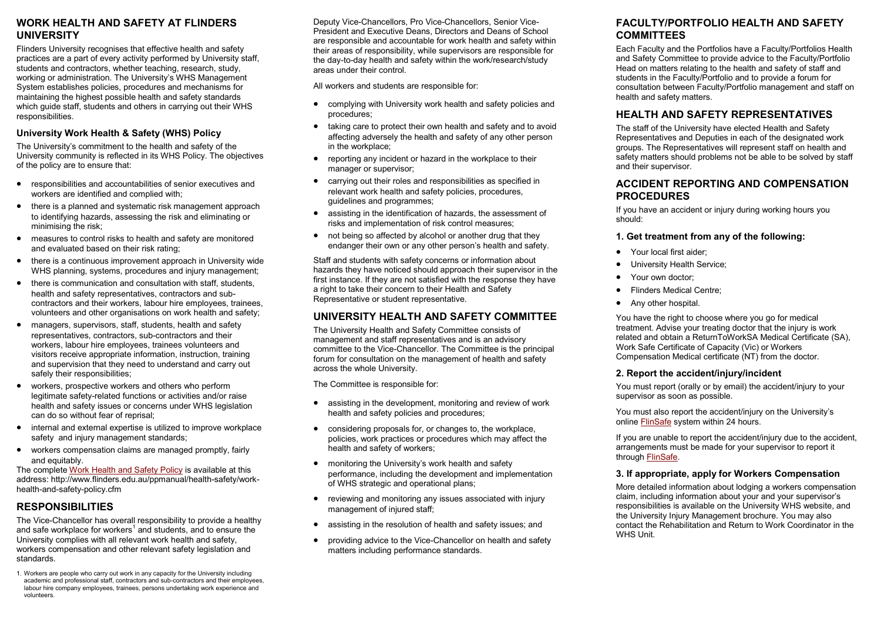## WORK HEALTH AND SAFETY AT FLINDERS UNIVERSITY

Flinders University recognises that effective health and safety practices are a part of every activity performed by University staff, students and contractors, whether teaching, research, study, working or administration. The University's WHS Management System establishes policies, procedures and mechanisms for maintaining the highest possible health and safety standards which guide staff, students and others in carrying out their WHS responsibilities.

### University Work Health & Safety (WHS) Policy

The University's commitment to the health and safety of the University community is reflected in its WHS Policy. The objectives of the policy are to ensure that:

- responsibilities and accountabilities of senior executives and workers are identified and complied with;
- there is a planned and systematic risk management approach to identifying hazards, assessing the risk and eliminating or minimising the risk;
- measures to control risks to health and safety are monitored and evaluated based on their risk rating;
- there is a continuous improvement approach in University wide WHS planning, systems, procedures and injury management;
- there is communication and consultation with staff, students, health and safety representatives, contractors and sub-contractors and their workers, labour hire employees, trainees, volunteers and other organisations on work health and safety;
- managers, supervisors, staff, students, health and safety representatives, contractors, sub-contractors and their workers, labour hire employees, trainees volunteers and visitors receive appropriate information, instruction, training and supervision that they need to understand and carry out safely their responsibilities;
- workers, prospective workers and others who perform legitimate safety-related functions or activities and/or raise health and safety issues or concerns under WHS legislation can do so without fear of reprisal;
- internal and external expertise is utilized to improve workplace safety and injury management standards;
- workers compensation claims are managed promptly, fairly and equitably.

The complete Work Health and Safety Policy is available at this address: http://www.flinders.edu.au/ppmanual/health-safety/work-health-and-safety-policy.cfm

## RESPONSIBILITIES

The Vice-Chancellor has overall responsibility to provide a healthy and safe workplace for workers[1] and students, and to ensure the University complies with all relevant work health and safety, workers compensation and other relevant safety legislation and standards.

Deputy Vice-Chancellors, Pro Vice-Chancellors, Senior Vice-President and Executive Deans, Directors and Deans of School are responsible and accountable for work health and safety within their areas of responsibility, while supervisors are responsible for the day-to-day health and safety within the work/research/study areas under their control.

All workers and students are responsible for:

- complying with University work health and safety policies and procedures;
- taking care to protect their own health and safety and to avoid affecting adversely the health and safety of any other person in the workplace;
- reporting any incident or hazard in the workplace to their manager or supervisor;
- carrying out their roles and responsibilities as specified in relevant work health and safety policies, procedures, guidelines and programmes;
- assisting in the identification of hazards, the assessment of risks and implementation of risk control measures;
- not being so affected by alcohol or another drug that they endanger their own or any other person's health and safety.

Staff and students with safety concerns or information about hazards they have noticed should approach their supervisor in the first instance. If they are not satisfied with the response they have a right to take their concern to their Health and Safety Representative or student representative.

## UNIVERSITY HEALTH AND SAFETY COMMITTEE

The University Health and Safety Committee consists of management and staff representatives and is an advisory committee to the Vice-Chancellor. The Committee is the principal forum for consultation on the management of health and safety across the whole University.

The Committee is responsible for:

- assisting in the development, monitoring and review of work health and safety policies and procedures;
- considering proposals for, or changes to, the workplace, policies, work practices or procedures which may affect the health and safety of workers;
- monitoring the University's work health and safety performance, including the development and implementation of WHS strategic and operational plans;
- reviewing and monitoring any issues associated with injury management of injured staff;
- assisting in the resolution of health and safety issues; and
- providing advice to the Vice-Chancellor on health and safety matters including performance standards.

## FACULTY/PORTFOLIO HEALTH AND SAFETY COMMITTEES

Each Faculty and the Portfolios have a Faculty/Portfolios Health and Safety Committee to provide advice to the Faculty/Portfolio Head on matters relating to the health and safety of staff and students in the Faculty/Portfolio and to provide a forum for consultation between Faculty/Portfolio management and staff on health and safety matters.

## HEALTH AND SAFETY REPRESENTATIVES

The staff of the University have elected Health and Safety Representatives and Deputies in each of the designated work groups. The Representatives will represent staff on health and safety matters should problems not be able to be solved by staff and their supervisor.

## ACCIDENT REPORTING AND COMPENSATION PROCEDURES

If you have an accident or injury during working hours you should:

### 1. Get treatment from any of the following:

- Your local first aider;
- University Health Service;
- Your own doctor;
- Flinders Medical Centre;
- Any other hospital.

You have the right to choose where you go for medical treatment. Advise your treating doctor that the injury is work related and obtain a ReturnToWorkSA Medical Certificate (SA), Work Safe Certificate of Capacity (Vic) or Workers Compensation Medical certificate (NT) from the doctor.

### 2. Report the accident/injury/incident

You must report (orally or by email) the accident/injury to your supervisor as soon as possible.

You must also report the accident/injury on the University's online FlinSafe system within 24 hours.

If you are unable to report the accident/injury due to the accident, arrangements must be made for your supervisor to report it through FlinSafe.

### 3. If appropriate, apply for Workers Compensation

More detailed information about lodging a workers compensation claim, including information about your and your supervisor's responsibilities is available on the University WHS website, and the University Injury Management brochure. You may also contact the Rehabilitation and Return to Work Coordinator in the WHS Unit.

1. Workers are people who carry out work in any capacity for the University including academic and professional staff, contractors and sub-contractors and their employees, labour hire company employees, trainees, persons undertaking work experience and volunteers.